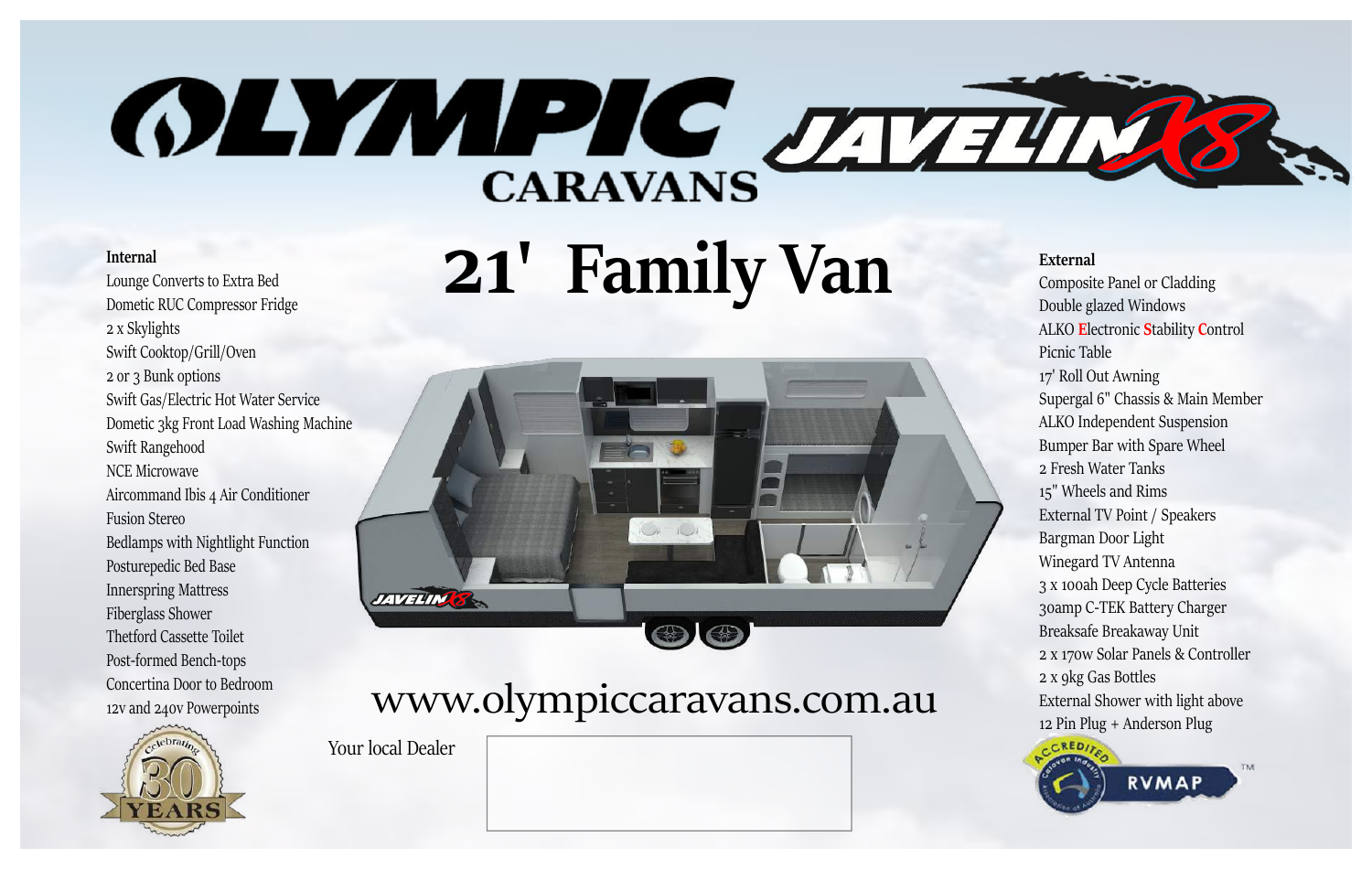# OLYMPIC CARAVANS

# JAVELIN X8

## 21' Family Van

### Internal

- Lounge Converts to Extra Bed
- Dometic RUC Compressor Fridge
- 2 x Skylights
- Swift Cooktop/Grill/Oven
- 2 or 3 Bunk options
- Swift Gas/Electric Hot Water Service
- Dometic 3kg Front Load Washing Machine
- Swift Rangehood
- NCE Microwave
- Aircommand Ibis 4 Air Conditioner
- Fusion Stereo
- Bedlamps with Nightlight Function
- Posturepedic Bed Base
- Innerspring Mattress
- Fiberglass Shower
- Thetford Cassette Toilet
- Post-formed Bench-tops
- Concertina Door to Bedroom
- 12v and 240v Powerpoints

### External

- Composite Panel or Cladding
- Double glazed Windows
- ALKO Electronic Stability Control
- Picnic Table
- 17' Roll Out Awning
- Supergal 6" Chassis & Main Member
- ALKO Independent Suspension
- Bumper Bar with Spare Wheel
- 2 Fresh Water Tanks
- 15" Wheels and Rims
- External TV Point / Speakers
- Bargman Door Light
- Winegard TV Antenna
- 3 x 100ah Deep Cycle Batteries
- 30amp C-TEK Battery Charger
- Breaksafe Breakaway Unit
- 2 x 170w Solar Panels & Controller
- 2 x 9kg Gas Bottles
- External Shower with light above
- 12 Pin Plug + Anderson Plug

www.olympiccaravans.com.au

Your local Dealer

Celebrating 30 YEARS

ACCREDITED Caravan Industry Association of Australia RVMAP™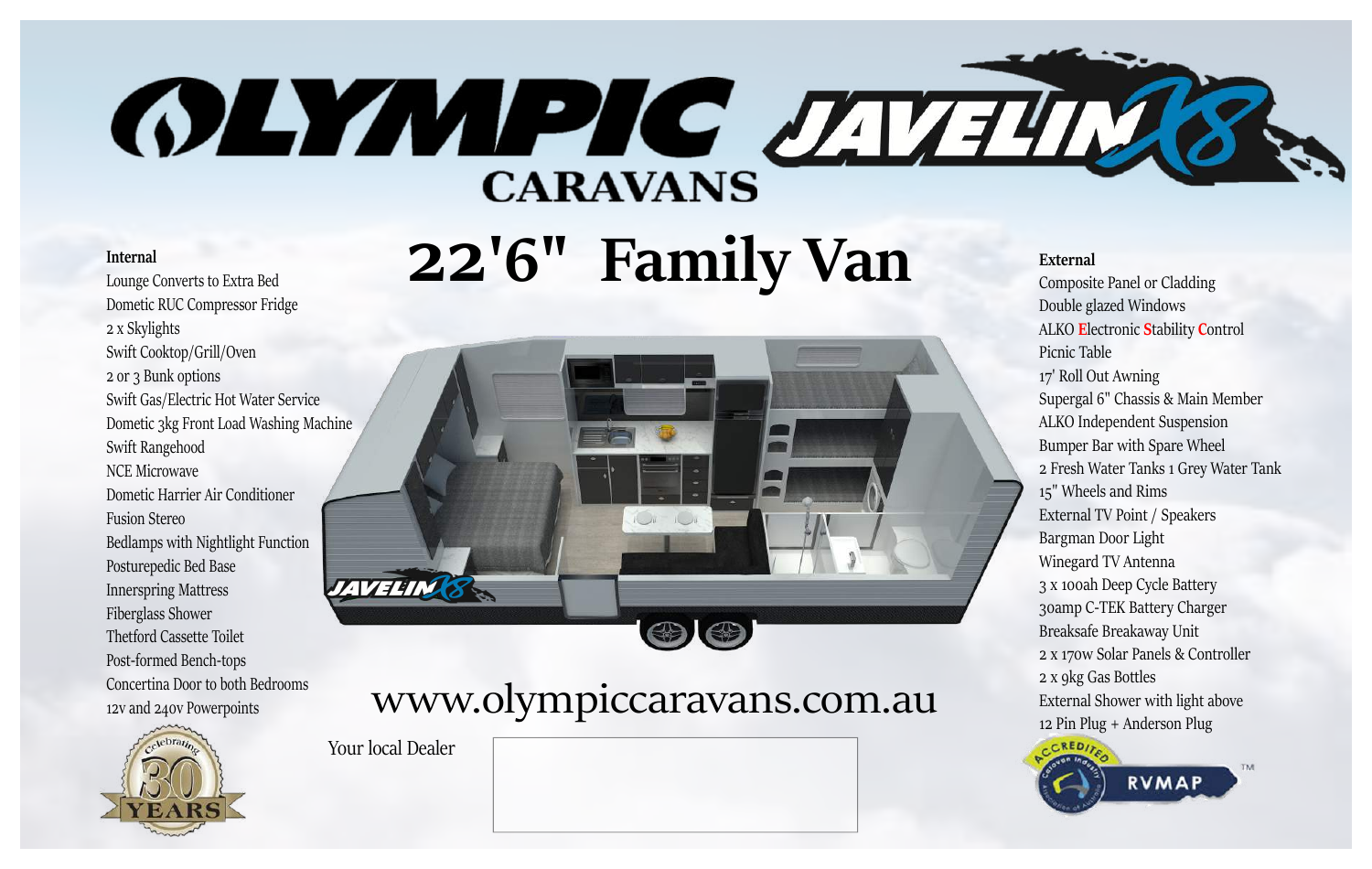# OLYMPIC CARAVANS — JAVELIN X8

## 22'6" Family Van

### Internal

- Lounge Converts to Extra Bed
- Dometic RUC Compressor Fridge
- 2 x Skylights
- Swift Cooktop/Grill/Oven
- 2 or 3 Bunk options
- Swift Gas/Electric Hot Water Service
- Dometic 3kg Front Load Washing Machine
- Swift Rangehood
- NCE Microwave
- Dometic Harrier Air Conditioner
- Fusion Stereo
- Bedlamps with Nightlight Function
- Posturepedic Bed Base
- Innerspring Mattress
- Fiberglass Shower
- Thetford Cassette Toilet
- Post-formed Bench-tops
- Concertina Door to both Bedrooms
- 12v and 240v Powerpoints

### External

- Composite Panel or Cladding
- Double glazed Windows
- ALKO Electronic Stability Control
- Picnic Table
- 17' Roll Out Awning
- Supergal 6" Chassis & Main Member
- ALKO Independent Suspension
- Bumper Bar with Spare Wheel
- 2 Fresh Water Tanks 1 Grey Water Tank
- 15" Wheels and Rims
- External TV Point / Speakers
- Bargman Door Light
- Winegard TV Antenna
- 3 x 100ah Deep Cycle Battery
- 30amp C-TEK Battery Charger
- Breaksafe Breakaway Unit
- 2 x 170w Solar Panels & Controller
- 2 x 9kg Gas Bottles
- External Shower with light above
- 12 Pin Plug + Anderson Plug

www.olympiccaravans.com.au

Your local Dealer

Celebrating 30 YEARS

ACCREDITED Caravan Industry Association of Australia RVMAP™